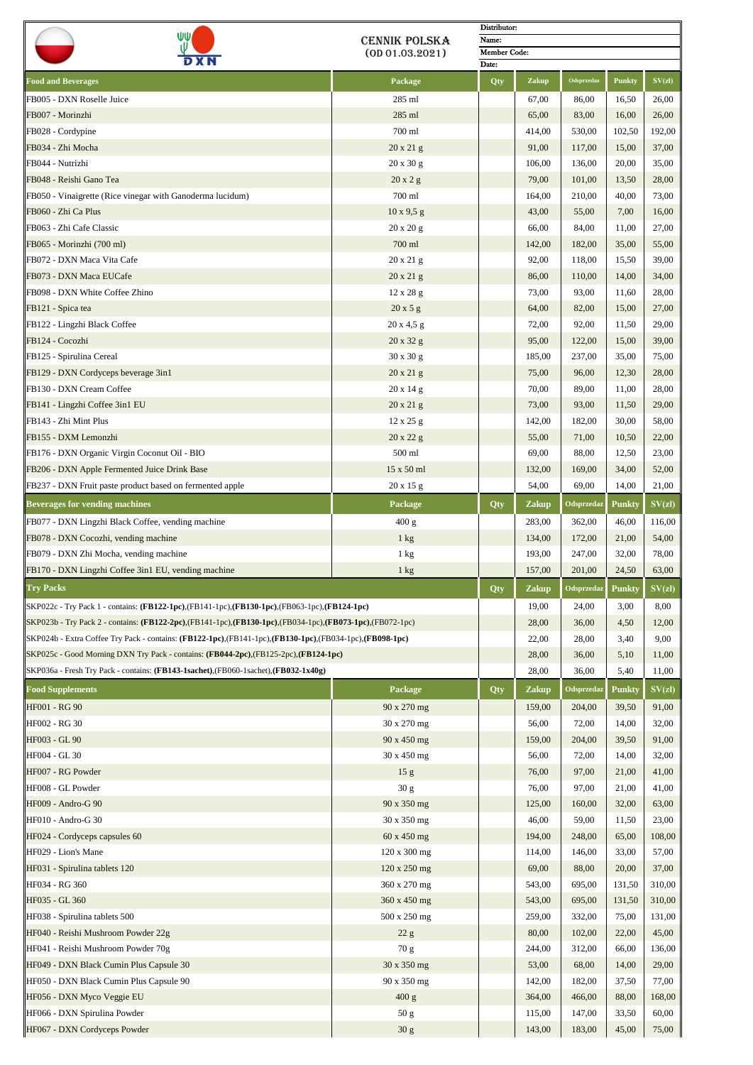**CENNIK POLSKA**
**(OD 01.03.2021)**

Distributor:
Name:
Member Code:
Date:

| Food and Beverages | Package | Qty | Zakup | Odsprzedaz | Punkty | SV(zl) |
|---|---|---|---|---|---|---|
| FB005 - DXN Roselle Juice | 285 ml | | 67,00 | 86,00 | 16,50 | 26,00 |
| FB007 - Morinzhi | 285 ml | | 65,00 | 83,00 | 16,00 | 26,00 |
| FB028 - Cordypine | 700 ml | | 414,00 | 530,00 | 102,50 | 192,00 |
| FB034 - Zhi Mocha | 20 x 21 g | | 91,00 | 117,00 | 15,00 | 37,00 |
| FB044 - Nutrizhi | 20 x 30 g | | 106,00 | 136,00 | 20,00 | 35,00 |
| FB048 - Reishi Gano Tea | 20 x 2 g | | 79,00 | 101,00 | 13,50 | 28,00 |
| FB050 - Vinaigrette (Rice vinegar with Ganoderma lucidum) | 700 ml | | 164,00 | 210,00 | 40,00 | 73,00 |
| FB060 - Zhi Ca Plus | 10 x 9,5 g | | 43,00 | 55,00 | 7,00 | 16,00 |
| FB063 - Zhi Cafe Classic | 20 x 20 g | | 66,00 | 84,00 | 11,00 | 27,00 |
| FB065 - Morinzhi (700 ml) | 700 ml | | 142,00 | 182,00 | 35,00 | 55,00 |
| FB072 - DXN Maca Vita Cafe | 20 x 21 g | | 92,00 | 118,00 | 15,50 | 39,00 |
| FB073 - DXN Maca EUCafe | 20 x 21 g | | 86,00 | 110,00 | 14,00 | 34,00 |
| FB098 - DXN White Coffee Zhino | 12 x 28 g | | 73,00 | 93,00 | 11,60 | 28,00 |
| FB121 - Spica tea | 20 x 5 g | | 64,00 | 82,00 | 15,00 | 27,00 |
| FB122 - Lingzhi Black Coffee | 20 x 4,5 g | | 72,00 | 92,00 | 11,50 | 29,00 |
| FB124 - Cocozhi | 20 x 32 g | | 95,00 | 122,00 | 15,00 | 39,00 |
| FB125 - Spirulina Cereal | 30 x 30 g | | 185,00 | 237,00 | 35,00 | 75,00 |
| FB129 - DXN Cordyceps beverage 3in1 | 20 x 21 g | | 75,00 | 96,00 | 12,30 | 28,00 |
| FB130 - DXN Cream Coffee | 20 x 14 g | | 70,00 | 89,00 | 11,00 | 28,00 |
| FB141 - Lingzhi Coffee 3in1 EU | 20 x 21 g | | 73,00 | 93,00 | 11,50 | 29,00 |
| FB143 - Zhi Mint Plus | 12 x 25 g | | 142,00 | 182,00 | 30,00 | 58,00 |
| FB155 - DXM Lemonzhi | 20 x 22 g | | 55,00 | 71,00 | 10,50 | 22,00 |
| FB176 - DXN Organic Virgin Coconut Oil - BIO | 500 ml | | 69,00 | 88,00 | 12,50 | 23,00 |
| FB206 - DXN Apple Fermented Juice Drink Base | 15 x 50 ml | | 132,00 | 169,00 | 34,00 | 52,00 |
| FB237 - DXN Fruit paste product based on fermented apple | 20 x 15 g | | 54,00 | 69,00 | 14,00 | 21,00 |

| Beverages for vending machines | Package | Qty | Zakup | Odsprzedaz | Punkty | SV(zl) |
|---|---|---|---|---|---|---|
| FB077 - DXN Lingzhi Black Coffee, vending machine | 400 g | | 283,00 | 362,00 | 46,00 | 116,00 |
| FB078 - DXN Cocozhi, vending machine | 1 kg | | 134,00 | 172,00 | 21,00 | 54,00 |
| FB079 - DXN Zhi Mocha, vending machine | 1 kg | | 193,00 | 247,00 | 32,00 | 78,00 |
| FB170 - DXN Lingzhi Coffee 3in1 EU, vending machine | 1 kg | | 157,00 | 201,00 | 24,50 | 63,00 |

| Try Packs | Qty | Zakup | Odsprzedaz | Punkty | SV(zl) |
|---|---|---|---|---|---|
| SKP022c - Try Pack 1 - contains: **(FB122-1pc)**,(FB141-1pc),**(FB130-1pc)**,(FB063-1pc),**(FB124-1pc)** | | 19,00 | 24,00 | 3,00 | 8,00 |
| SKP023b - Try Pack 2 - contains: **(FB122-2pc)**,(FB141-1pc),**(FB130-1pc)**,(FB034-1pc),**(FB073-1pc)**,(FB072-1pc) | | 28,00 | 36,00 | 4,50 | 12,00 |
| SKP024b - Extra Coffee Try Pack - contains: **(FB122-1pc)**,(FB141-1pc),**(FB130-1pc)**,(FB034-1pc),**(FB098-1pc)** | | 22,00 | 28,00 | 3,40 | 9,00 |
| SKP025c - Good Morning DXN Try Pack - contains: **(FB044-2pc)**,(FB125-2pc),**(FB124-1pc)** | | 28,00 | 36,00 | 5,10 | 11,00 |
| SKP036a - Fresh Try Pack - contains: **(FB143-1sachet)**,(FB060-1sachet),**(FB032-1x40g)** | | 28,00 | 36,00 | 5,40 | 11,00 |

| Food Supplements | Package | Qty | Zakup | Odsprzedaz | Punkty | SV(zl) |
|---|---|---|---|---|---|---|
| HF001 - RG 90 | 90 x 270 mg | | 159,00 | 204,00 | 39,50 | 91,00 |
| HF002 - RG 30 | 30 x 270 mg | | 56,00 | 72,00 | 14,00 | 32,00 |
| HF003 - GL 90 | 90 x 450 mg | | 159,00 | 204,00 | 39,50 | 91,00 |
| HF004 - GL 30 | 30 x 450 mg | | 56,00 | 72,00 | 14,00 | 32,00 |
| HF007 - RG Powder | 15 g | | 76,00 | 97,00 | 21,00 | 41,00 |
| HF008 - GL Powder | 30 g | | 76,00 | 97,00 | 21,00 | 41,00 |
| HF009 - Andro-G 90 | 90 x 350 mg | | 125,00 | 160,00 | 32,00 | 63,00 |
| HF010 - Andro-G 30 | 30 x 350 mg | | 46,00 | 59,00 | 11,50 | 23,00 |
| HF024 - Cordyceps capsules 60 | 60 x 450 mg | | 194,00 | 248,00 | 65,00 | 108,00 |
| HF029 - Lion's Mane | 120 x 300 mg | | 114,00 | 146,00 | 33,00 | 57,00 |
| HF031 - Spirulina tablets 120 | 120 x 250 mg | | 69,00 | 88,00 | 20,00 | 37,00 |
| HF034 - RG 360 | 360 x 270 mg | | 543,00 | 695,00 | 131,50 | 310,00 |
| HF035 - GL 360 | 360 x 450 mg | | 543,00 | 695,00 | 131,50 | 310,00 |
| HF038 - Spirulina tablets 500 | 500 x 250 mg | | 259,00 | 332,00 | 75,00 | 131,00 |
| HF040 - Reishi Mushroom Powder 22g | 22 g | | 80,00 | 102,00 | 22,00 | 45,00 |
| HF041 - Reishi Mushroom Powder 70g | 70 g | | 244,00 | 312,00 | 66,00 | 136,00 |
| HF049 - DXN Black Cumin Plus Capsule 30 | 30 x 350 mg | | 53,00 | 68,00 | 14,00 | 29,00 |
| HF050 - DXN Black Cumin Plus Capsule 90 | 90 x 350 mg | | 142,00 | 182,00 | 37,50 | 77,00 |
| HF056 - DXN Myco Veggie EU | 400 g | | 364,00 | 466,00 | 88,00 | 168,00 |
| HF066 - DXN Spirulina Powder | 50 g | | 115,00 | 147,00 | 33,50 | 60,00 |
| HF067 - DXN Cordyceps Powder | 30 g | | 143,00 | 183,00 | 45,00 | 75,00 |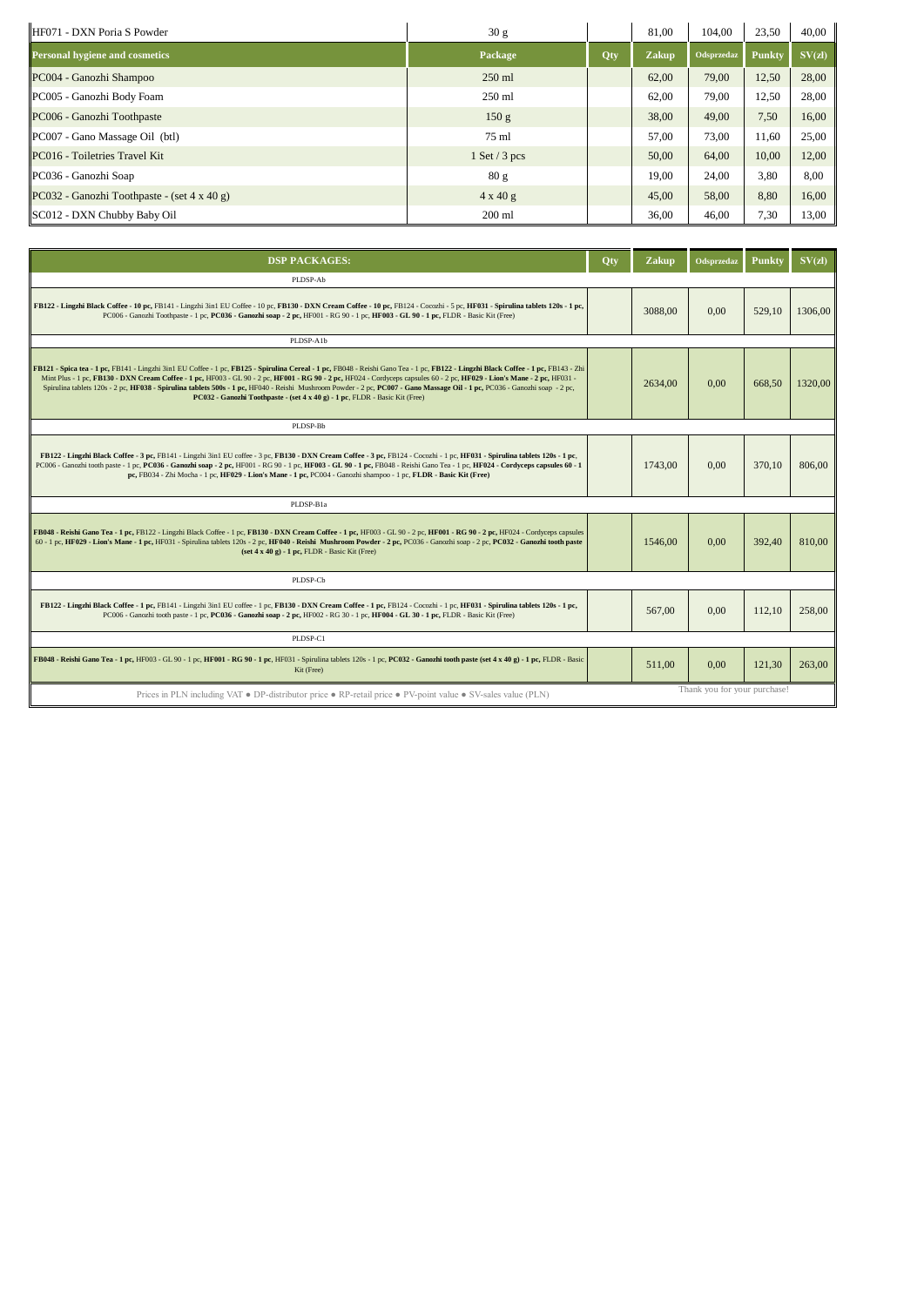| | | | | | | |
|---|---|---|---|---|---|---|
| HF071 - DXN Poria S Powder | 30 g | | 81,00 | 104,00 | 23,50 | 40,00 |
| **Personal hygiene and cosmetics** | **Package** | **Qty** | **Zakup** | **Odsprzedaz** | **Punkty** | **SV(zl)** |
| PC004 - Ganozhi Shampoo | 250 ml | | 62,00 | 79,00 | 12,50 | 28,00 |
| PC005 - Ganozhi Body Foam | 250 ml | | 62,00 | 79,00 | 12,50 | 28,00 |
| PC006 - Ganozhi Toothpaste | 150 g | | 38,00 | 49,00 | 7,50 | 16,00 |
| PC007 - Gano Massage Oil (btl) | 75 ml | | 57,00 | 73,00 | 11,60 | 25,00 |
| PC016 - Toiletries Travel Kit | 1 Set / 3 pcs | | 50,00 | 64,00 | 10,00 | 12,00 |
| PC036 - Ganozhi Soap | 80 g | | 19,00 | 24,00 | 3,80 | 8,00 |
| PC032 - Ganozhi Toothpaste - (set 4 x 40 g) | 4 x 40 g | | 45,00 | 58,00 | 8,80 | 16,00 |
| SC012 - DXN Chubby Baby Oil | 200 ml | | 36,00 | 46,00 | 7,30 | 13,00 |

| **DSP PACKAGES:** | **Qty** | **Zakup** | **Odsprzedaz** | **Punkty** | **SV(zl)** |
|---|---|---|---|---|---|
| PLDSP-Ab | | | | | |
| **FB122 - Lingzhi Black Coffee - 10 pc,** FB141 - Lingzhi 3in1 EU Coffee - 10 pc, **FB130 - DXN Cream Coffee - 10 pc,** FB124 - Cocozhi - 5 pc, **HF031 - Spirulina tablets 120s - 1 pc,** PC006 - Ganozhi Toothpaste - 1 pc, **PC036 - Ganozhi soap - 2 pc,** HF001 - RG 90 - 1 pc, **HF003 - GL 90 - 1 pc,** FLDR - Basic Kit (Free) | | 3088,00 | 0,00 | 529,10 | 1306,00 |
| PLDSP-A1b | | | | | |
| **FB121 - Spica tea - 1 pc,** FB141 - Lingzhi 3in1 EU Coffee - 1 pc, **FB125 - Spirulina Cereal - 1 pc,** FB048 - Reishi Gano Tea - 1 pc, **FB122 - Lingzhi Black Coffee - 1 pc,** FB143 - Zhi Mint Plus - 1 pc, **FB130 - DXN Cream Coffee - 1 pc,** HF003 - GL 90 - 2 pc, **HF001 - RG 90 - 2 pc,** HF024 - Cordyceps capsules 60 - 2 pc, **HF029 - Lion's Mane - 2 pc,** HF031 - Spirulina tablets 120s - 2 pc, **HF038 - Spirulina tablets 500s - 1 pc,** HF040 - Reishi Mushroom Powder - 2 pc, **PC007 - Gano Massage Oil - 1 pc,** PC036 - Ganozhi soap - 2 pc, **PC032 - Ganozhi Toothpaste - (set 4 x 40 g) - 1 pc,** FLDR - Basic Kit (Free) | | 2634,00 | 0,00 | 668,50 | 1320,00 |
| PLDSP-Bb | | | | | |
| **FB122 - Lingzhi Black Coffee - 3 pc,** FB141 - Lingzhi 3in1 EU coffee - 3 pc, **FB130 - DXN Cream Coffee - 3 pc,** FB124 - Cocozhi - 1 pc, **HF031 - Spirulina tablets 120s - 1 pc,** PC006 - Ganozhi tooth paste - 1 pc, **PC036 - Ganozhi soap - 2 pc,** HF001 - RG 90 - 1 pc, **HF003 - GL 90 - 1 pc,** FB048 - Reishi Gano Tea - 1 pc, **HF024 - Cordyceps capsules 60 - 1 pc,** FB034 - Zhi Mocha - 1 pc, **HF029 - Lion's Mane - 1 pc,** PC004 - Ganozhi shampoo - 1 pc, **FLDR - Basic Kit (Free)** | | 1743,00 | 0,00 | 370,10 | 806,00 |
| PLDSP-B1a | | | | | |
| **FB048 - Reishi Gano Tea - 1 pc,** FB122 - Lingzhi Black Coffee - 1 pc, **FB130 - DXN Cream Coffee - 1 pc,** HF003 - GL 90 - 2 pc, **HF001 - RG 90 - 2 pc,** HF024 - Cordyceps capsules 60 - 1 pc, **HF029 - Lion's Mane - 1 pc,** HF031 - Spirulina tablets 120s - 2 pc, **HF040 - Reishi Mushroom Powder - 2 pc,** PC036 - Ganozhi soap - 2 pc, **PC032 - Ganozhi tooth paste (set 4 x 40 g) - 1 pc,** FLDR - Basic Kit (Free) | | 1546,00 | 0,00 | 392,40 | 810,00 |
| PLDSP-Cb | | | | | |
| **FB122 - Lingzhi Black Coffee - 1 pc,** FB141 - Lingzhi 3in1 EU coffee - 1 pc, **FB130 - DXN Cream Coffee - 1 pc,** FB124 - Cocozhi - 1 pc, **HF031 - Spirulina tablets 120s - 1 pc,** PC006 - Ganozhi tooth paste - 1 pc, **PC036 - Ganozhi soap - 2 pc,** HF002 - RG 30 - 1 pc, **HF004 - GL 30 - 1 pc,** FLDR - Basic Kit (Free) | | 567,00 | 0,00 | 112,10 | 258,00 |
| PLDSP-C1 | | | | | |
| **FB048 - Reishi Gano Tea - 1 pc,** HF003 - GL 90 - 1 pc, **HF001 - RG 90 - 1 pc,** HF031 - Spirulina tablets 120s - 1 pc, **PC032 - Ganozhi tooth paste (set 4 x 40 g) - 1 pc,** FLDR - Basic Kit (Free) | | 511,00 | 0,00 | 121,30 | 263,00 |

Prices in PLN including VAT ● DP-distributor price ● RP-retail price ● PV-point value ● SV-sales value (PLN)

Thank you for your purchase!